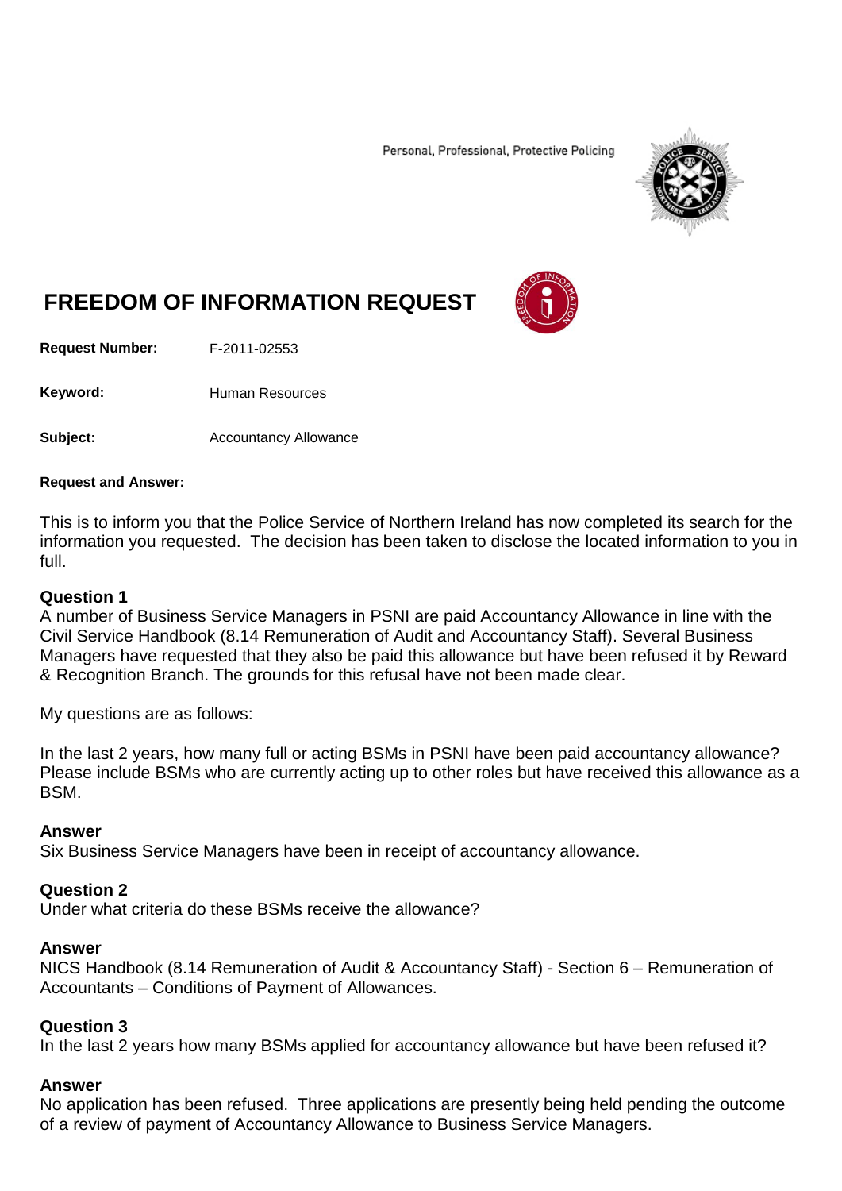Personal, Professional, Protective Policing

# FREEDOM OF INFORMATION REQUEST

**Request Number:** F-2011-02553

**Keyword:** Human Resources

**Subject:** Accountancy Allowance

**Request and Answer:**

This is to inform you that the Police Service of Northern Ireland has now completed its search for the information you requested. The decision has been taken to disclose the located information to you in full.

**Question 1**
A number of Business Service Managers in PSNI are paid Accountancy Allowance in line with the Civil Service Handbook (8.14 Remuneration of Audit and Accountancy Staff). Several Business Managers have requested that they also be paid this allowance but have been refused it by Reward & Recognition Branch. The grounds for this refusal have not been made clear.

My questions are as follows:

In the last 2 years, how many full or acting BSMs in PSNI have been paid accountancy allowance? Please include BSMs who are currently acting up to other roles but have received this allowance as a BSM.

**Answer**
Six Business Service Managers have been in receipt of accountancy allowance.

**Question 2**
Under what criteria do these BSMs receive the allowance?

**Answer**
NICS Handbook (8.14 Remuneration of Audit & Accountancy Staff) - Section 6 – Remuneration of Accountants – Conditions of Payment of Allowances.

**Question 3**
In the last 2 years how many BSMs applied for accountancy allowance but have been refused it?

**Answer**
No application has been refused. Three applications are presently being held pending the outcome of a review of payment of Accountancy Allowance to Business Service Managers.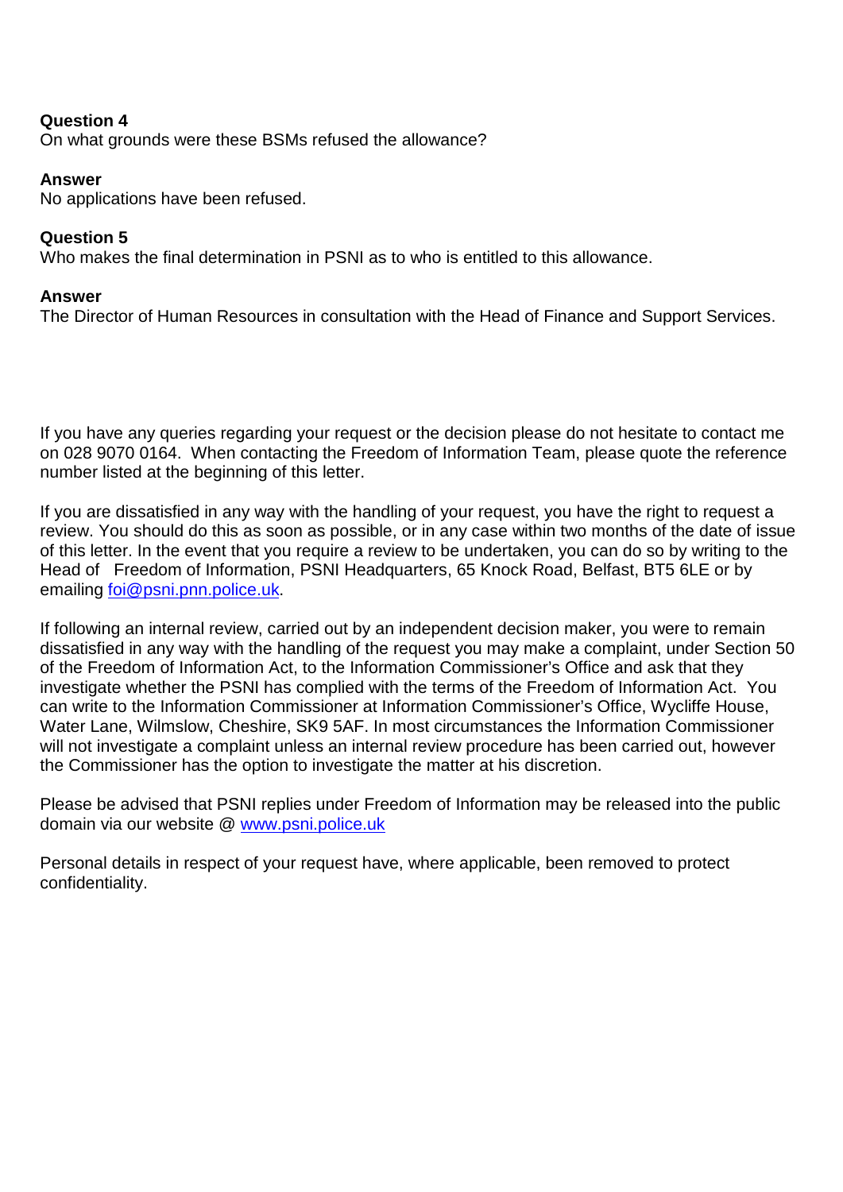**Question 4**
On what grounds were these BSMs refused the allowance?

**Answer**
No applications have been refused.

**Question 5**
Who makes the final determination in PSNI as to who is entitled to this allowance.

**Answer**
The Director of Human Resources in consultation with the Head of Finance and Support Services.

If you have any queries regarding your request or the decision please do not hesitate to contact me on 028 9070 0164. When contacting the Freedom of Information Team, please quote the reference number listed at the beginning of this letter.

If you are dissatisfied in any way with the handling of your request, you have the right to request a review. You should do this as soon as possible, or in any case within two months of the date of issue of this letter. In the event that you require a review to be undertaken, you can do so by writing to the Head of Freedom of Information, PSNI Headquarters, 65 Knock Road, Belfast, BT5 6LE or by emailing foi@psni.pnn.police.uk.

If following an internal review, carried out by an independent decision maker, you were to remain dissatisfied in any way with the handling of the request you may make a complaint, under Section 50 of the Freedom of Information Act, to the Information Commissioner's Office and ask that they investigate whether the PSNI has complied with the terms of the Freedom of Information Act. You can write to the Information Commissioner at Information Commissioner's Office, Wycliffe House, Water Lane, Wilmslow, Cheshire, SK9 5AF. In most circumstances the Information Commissioner will not investigate a complaint unless an internal review procedure has been carried out, however the Commissioner has the option to investigate the matter at his discretion.

Please be advised that PSNI replies under Freedom of Information may be released into the public domain via our website @ www.psni.police.uk

Personal details in respect of your request have, where applicable, been removed to protect confidentiality.